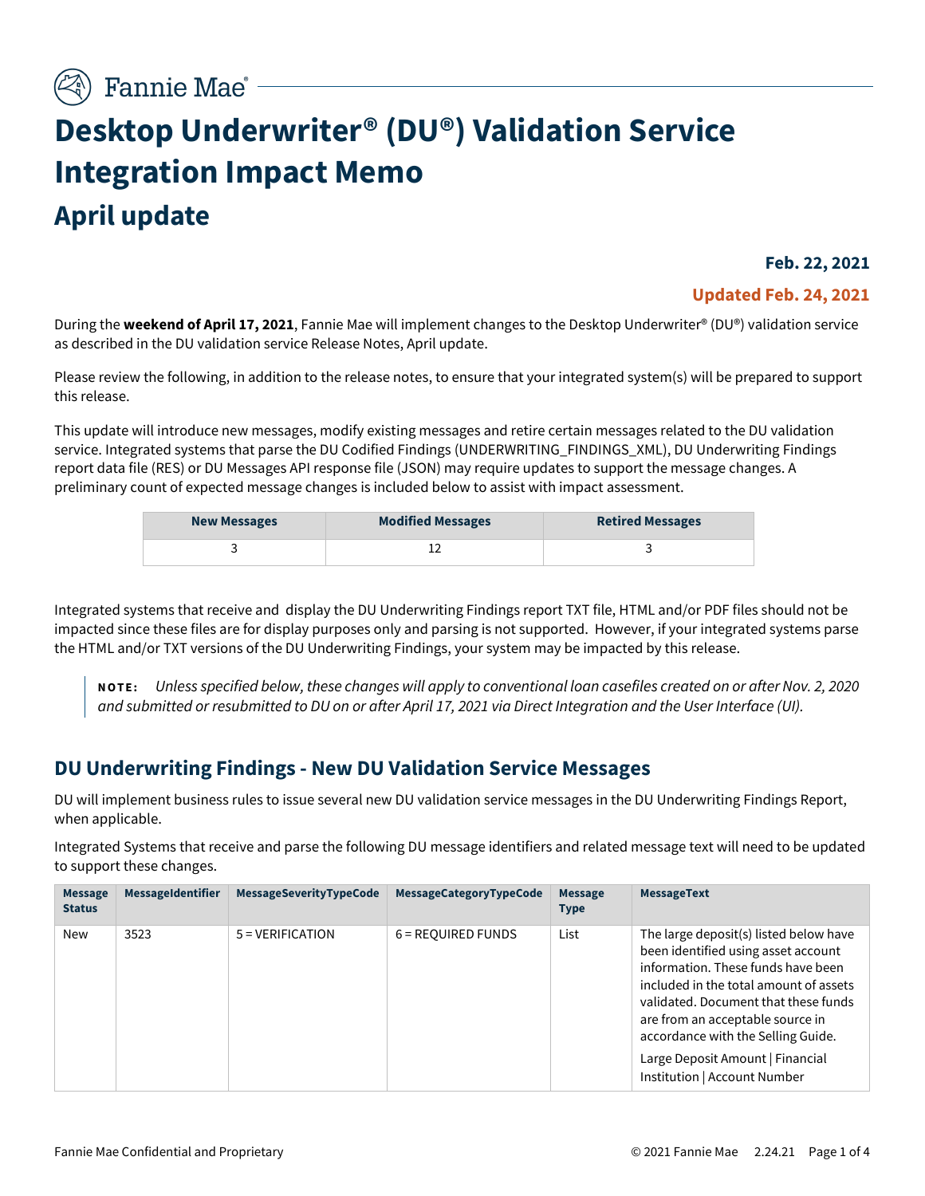# Desktop Underwriter® (DU®) Validation Service Integration Impact Memo

## April update

**Feb. 22, 2021**

**Updated Feb. 24, 2021**

During the **weekend of April 17, 2021**, Fannie Mae will implement changes to the Desktop Underwriter® (DU®) validation service as described in the DU validation service Release Notes, April update.

Please review the following, in addition to the release notes, to ensure that your integrated system(s) will be prepared to support this release.

This update will introduce new messages, modify existing messages and retire certain messages related to the DU validation service. Integrated systems that parse the DU Codified Findings (UNDERWRITING_FINDINGS_XML), DU Underwriting Findings report data file (RES) or DU Messages API response file (JSON) may require updates to support the message changes. A preliminary count of expected message changes is included below to assist with impact assessment.

| New Messages | Modified Messages | Retired Messages |
|---|---|---|
| 3 | 12 | 3 |

Integrated systems that receive and display the DU Underwriting Findings report TXT file, HTML and/or PDF files should not be impacted since these files are for display purposes only and parsing is not supported. However, if your integrated systems parse the HTML and/or TXT versions of the DU Underwriting Findings, your system may be impacted by this release.

> **NOTE:** *Unless specified below, these changes will apply to conventional loan casefiles created on or after Nov. 2, 2020 and submitted or resubmitted to DU on or after April 17, 2021 via Direct Integration and the User Interface (UI).*

## DU Underwriting Findings - New DU Validation Service Messages

DU will implement business rules to issue several new DU validation service messages in the DU Underwriting Findings Report, when applicable.

Integrated Systems that receive and parse the following DU message identifiers and related message text will need to be updated to support these changes.

| Message Status | MessageIdentifier | MessageSeverityTypeCode | MessageCategoryTypeCode | Message Type | MessageText |
|---|---|---|---|---|---|
| New | 3523 | 5 = VERIFICATION | 6 = REQUIRED FUNDS | List | The large deposit(s) listed below have been identified using asset account information. These funds have been included in the total amount of assets validated. Document that these funds are from an acceptable source in accordance with the Selling Guide.<br><br>Large Deposit Amount \| Financial Institution \| Account Number |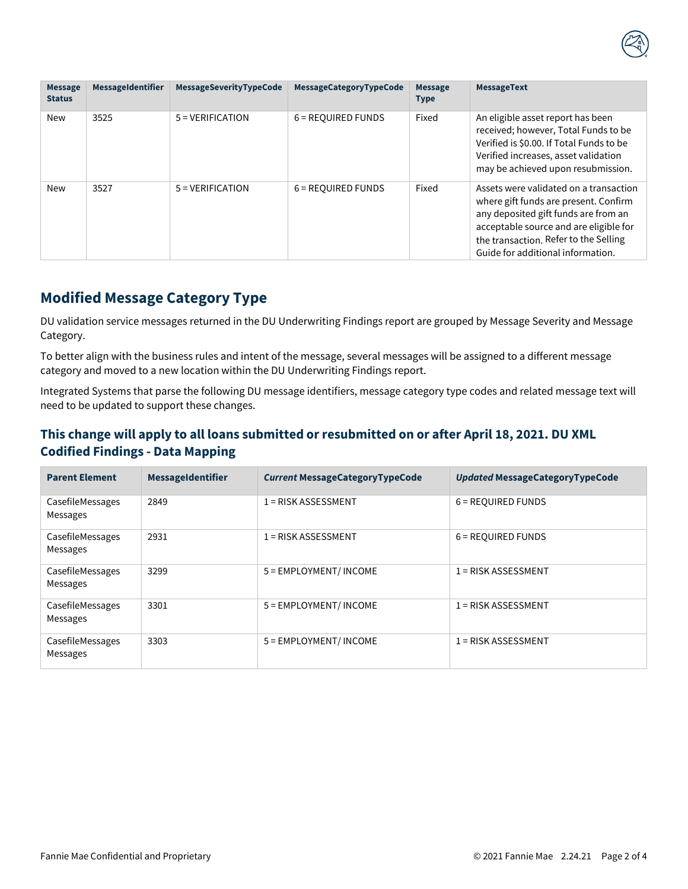| Message Status | MessageIdentifier | MessageSeverityTypeCode | MessageCategoryTypeCode | Message Type | MessageText |
|---|---|---|---|---|---|
| New | 3525 | 5 = VERIFICATION | 6 = REQUIRED FUNDS | Fixed | An eligible asset report has been received; however, Total Funds to be Verified is $0.00. If Total Funds to be Verified increases, asset validation may be achieved upon resubmission. |
| New | 3527 | 5 = VERIFICATION | 6 = REQUIRED FUNDS | Fixed | Assets were validated on a transaction where gift funds are present. Confirm any deposited gift funds are from an acceptable source and are eligible for the transaction. Refer to the Selling Guide for additional information. |

## Modified Message Category Type

DU validation service messages returned in the DU Underwriting Findings report are grouped by Message Severity and Message Category.

To better align with the business rules and intent of the message, several messages will be assigned to a different message category and moved to a new location within the DU Underwriting Findings report.

Integrated Systems that parse the following DU message identifiers, message category type codes and related message text will need to be updated to support these changes.

### This change will apply to all loans submitted or resubmitted on or after April 18, 2021. DU XML Codified Findings - Data Mapping

| Parent Element | MessageIdentifier | *Current* MessageCategoryTypeCode | *Updated* MessageCategoryTypeCode |
|---|---|---|---|
| CasefileMessages Messages | 2849 | 1 = RISK ASSESSMENT | 6 = REQUIRED FUNDS |
| CasefileMessages Messages | 2931 | 1 = RISK ASSESSMENT | 6 = REQUIRED FUNDS |
| CasefileMessages Messages | 3299 | 5 = EMPLOYMENT/ INCOME | 1 = RISK ASSESSMENT |
| CasefileMessages Messages | 3301 | 5 = EMPLOYMENT/ INCOME | 1 = RISK ASSESSMENT |
| CasefileMessages Messages | 3303 | 5 = EMPLOYMENT/ INCOME | 1 = RISK ASSESSMENT |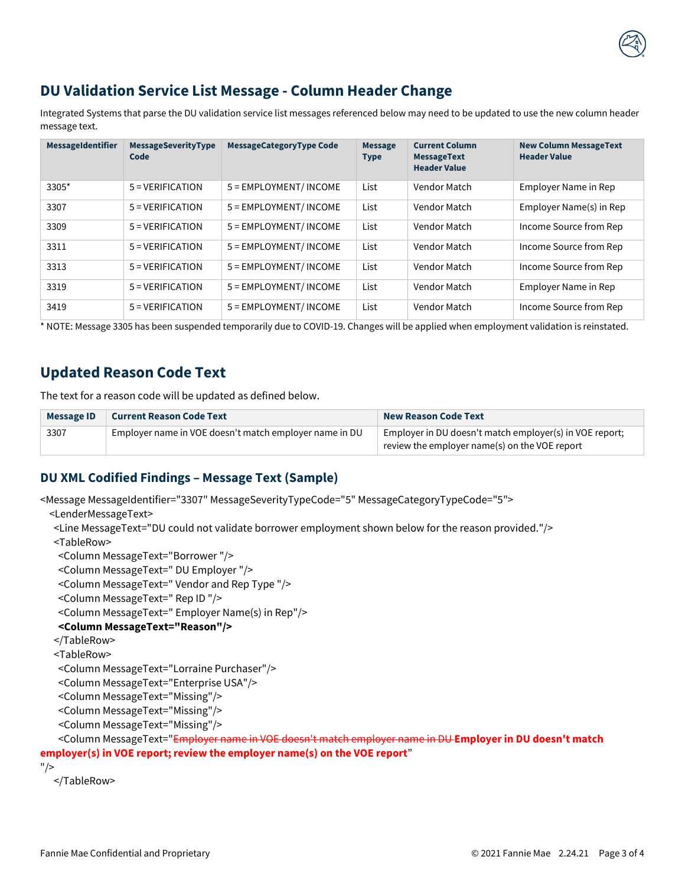## DU Validation Service List Message - Column Header Change

Integrated Systems that parse the DU validation service list messages referenced below may need to be updated to use the new column header message text.

| MessageIdentifier | MessageSeverityType Code | MessageCategoryType Code | Message Type | Current Column MessageText Header Value | New Column MessageText Header Value |
|---|---|---|---|---|---|
| 3305* | 5 = VERIFICATION | 5 = EMPLOYMENT/ INCOME | List | Vendor Match | Employer Name in Rep |
| 3307 | 5 = VERIFICATION | 5 = EMPLOYMENT/ INCOME | List | Vendor Match | Employer Name(s) in Rep |
| 3309 | 5 = VERIFICATION | 5 = EMPLOYMENT/ INCOME | List | Vendor Match | Income Source from Rep |
| 3311 | 5 = VERIFICATION | 5 = EMPLOYMENT/ INCOME | List | Vendor Match | Income Source from Rep |
| 3313 | 5 = VERIFICATION | 5 = EMPLOYMENT/ INCOME | List | Vendor Match | Income Source from Rep |
| 3319 | 5 = VERIFICATION | 5 = EMPLOYMENT/ INCOME | List | Vendor Match | Employer Name in Rep |
| 3419 | 5 = VERIFICATION | 5 = EMPLOYMENT/ INCOME | List | Vendor Match | Income Source from Rep |

* NOTE: Message 3305 has been suspended temporarily due to COVID-19. Changes will be applied when employment validation is reinstated.

## Updated Reason Code Text

The text for a reason code will be updated as defined below.

| Message ID | Current Reason Code Text | New Reason Code Text |
|---|---|---|
| 3307 | Employer name in VOE doesn't match employer name in DU | Employer in DU doesn't match employer(s) in VOE report; review the employer name(s) on the VOE report |

### DU XML Codified Findings – Message Text (Sample)

```
<Message MessageIdentifier="3307" MessageSeverityTypeCode="5" MessageCategoryTypeCode="5">
  <LenderMessageText>
   <Line MessageText="DU could not validate borrower employment shown below for the reason provided."/>
   <TableRow>
     <Column MessageText="Borrower "/>
     <Column MessageText=" DU Employer "/>
     <Column MessageText=" Vendor and Rep Type "/>
     <Column MessageText=" Rep ID "/>
     <Column MessageText=" Employer Name(s) in Rep"/>
     <Column MessageText="Reason"/>
   </TableRow>
   <TableRow>
     <Column MessageText="Lorraine Purchaser"/>
     <Column MessageText="Enterprise USA"/>
     <Column MessageText="Missing"/>
     <Column MessageText="Missing"/>
     <Column MessageText="Missing"/>
     <Column MessageText="~~Employer name in VOE doesn't match employer name in DU~~ Employer in DU doesn't match employer(s) in VOE report; review the employer name(s) on the VOE report"
"/>
   </TableRow>
```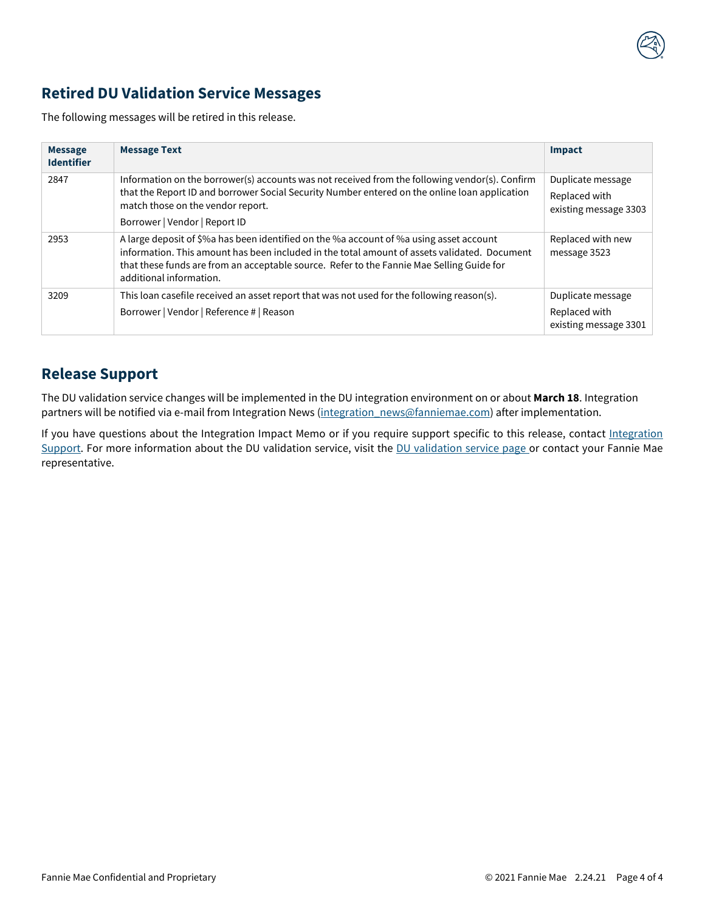## Retired DU Validation Service Messages

The following messages will be retired in this release.

| Message Identifier | Message Text | Impact |
|---|---|---|
| 2847 | Information on the borrower(s) accounts was not received from the following vendor(s). Confirm that the Report ID and borrower Social Security Number entered on the online loan application match those on the vendor report.<br>Borrower \| Vendor \| Report ID | Duplicate message<br>Replaced with existing message 3303 |
| 2953 | A large deposit of $%a has been identified on the %a account of %a using asset account information. This amount has been included in the total amount of assets validated. Document that these funds are from an acceptable source. Refer to the Fannie Mae Selling Guide for additional information. | Replaced with new message 3523 |
| 3209 | This loan casefile received an asset report that was not used for the following reason(s).<br>Borrower \| Vendor \| Reference # \| Reason | Duplicate message<br>Replaced with existing message 3301 |

## Release Support

The DU validation service changes will be implemented in the DU integration environment on or about **March 18**. Integration partners will be notified via e-mail from Integration News (integration_news@fanniemae.com) after implementation.

If you have questions about the Integration Impact Memo or if you require support specific to this release, contact Integration Support. For more information about the DU validation service, visit the DU validation service page or contact your Fannie Mae representative.